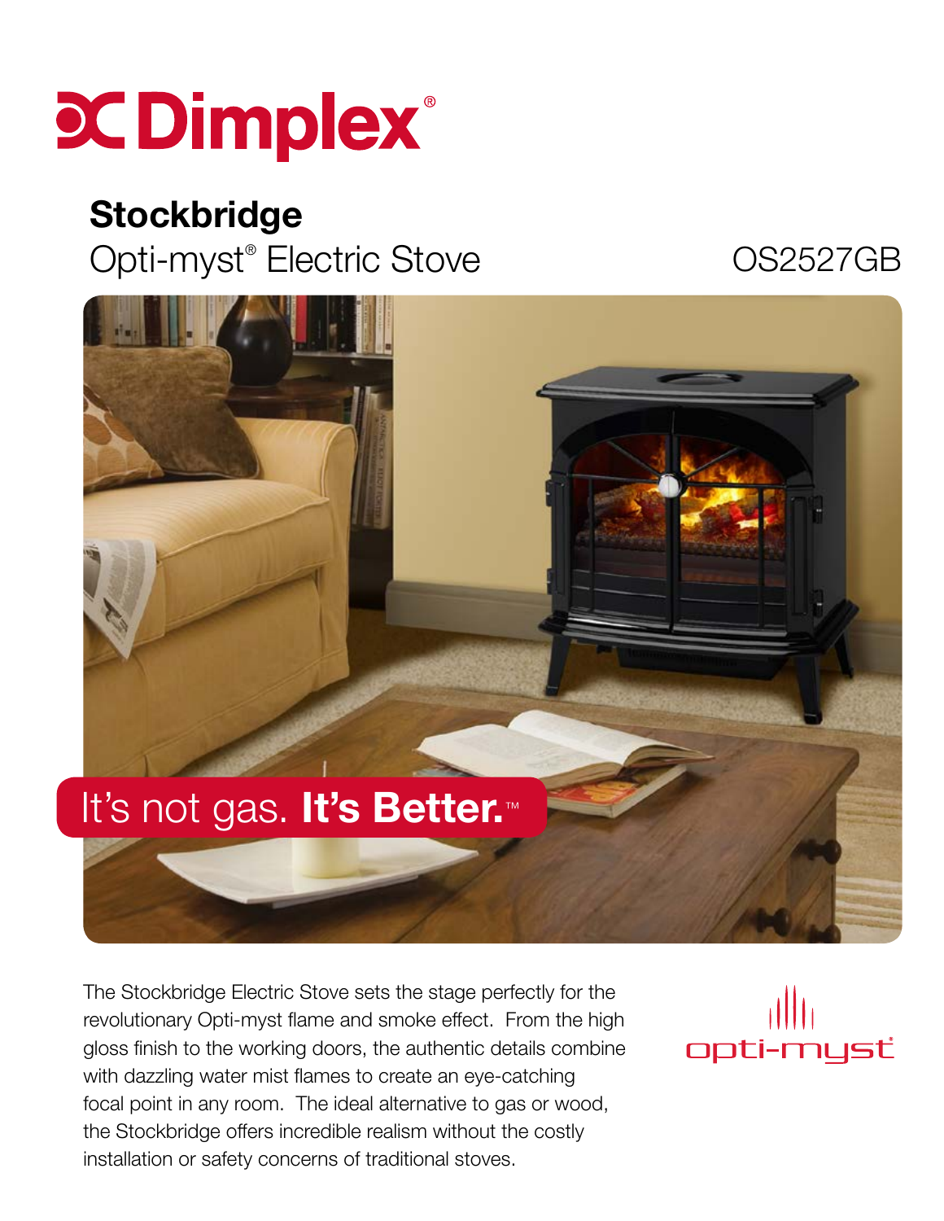# Dimplex®

## Stockbridge

Opti-myst® Electric Stove

OS2527GB

It's not gas. **It's Better.**™

The Stockbridge Electric Stove sets the stage perfectly for the revolutionary Opti-myst flame and smoke effect. From the high gloss finish to the working doors, the authentic details combine with dazzling water mist flames to create an eye-catching focal point in any room. The ideal alternative to gas or wood, the Stockbridge offers incredible realism without the costly installation or safety concerns of traditional stoves.

opti-myst®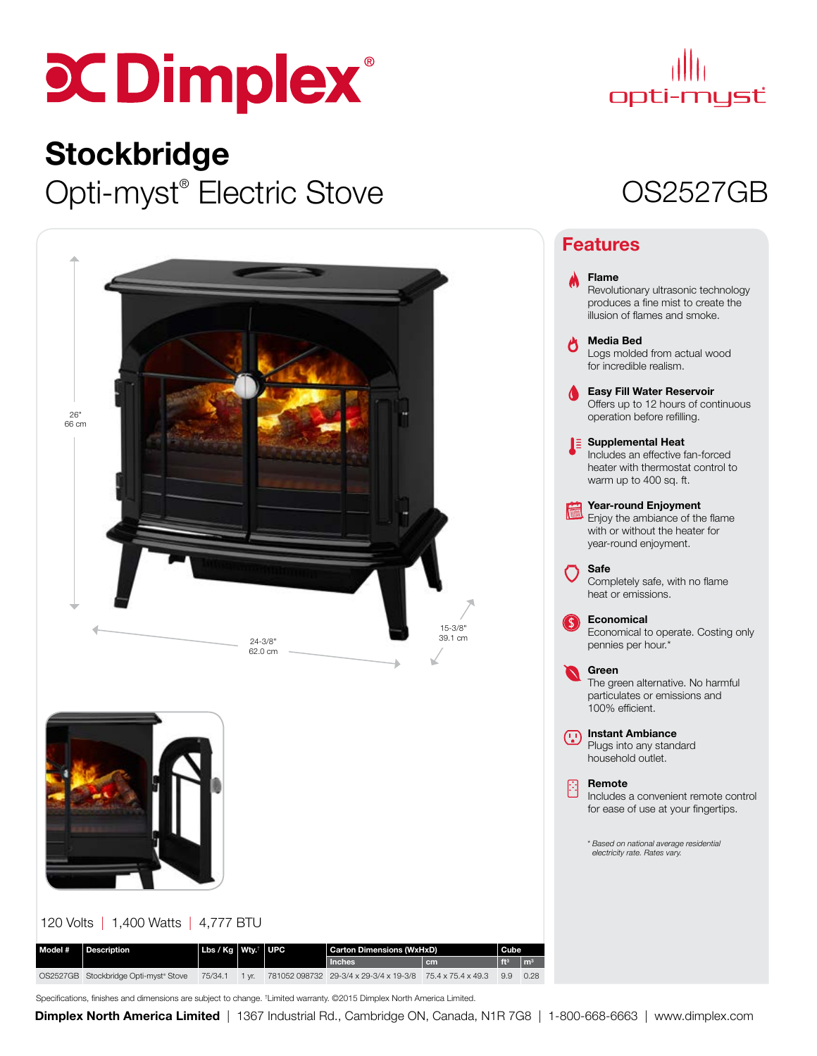# Dimplex

opti-myst

## Stockbridge

Opti-myst® Electric Stove

OS2527GB

26"
66 cm

24-3/8"
62.0 cm

15-3/8"
39.1 cm

120 Volts | 1,400 Watts | 4,777 BTU

| Model # | Description | Lbs / Kg | Wty.† | UPC | Carton Dimensions (WxHxD) | | Cube | |
|---|---|---|---|---|---|---|---|---|
| | | | | | Inches | cm | ft³ | m³ |
| OS2527GB | Stockbridge Opti-myst® Stove | 75/34.1 | 1 yr. | 781052 098732 | 29-3/4 x 29-3/4 x 19-3/8 | 75.4 x 75.4 x 49.3 | 9.9 | 0.28 |

## Features

**Flame**
Revolutionary ultrasonic technology produces a fine mist to create the illusion of flames and smoke.

**Media Bed**
Logs molded from actual wood for incredible realism.

**Easy Fill Water Reservoir**
Offers up to 12 hours of continuous operation before refilling.

**Supplemental Heat**
Includes an effective fan-forced heater with thermostat control to warm up to 400 sq. ft.

**Year-round Enjoyment**
Enjoy the ambiance of the flame with or without the heater for year-round enjoyment.

**Safe**
Completely safe, with no flame heat or emissions.

**Economical**
Economical to operate. Costing only pennies per hour.*

**Green**
The green alternative. No harmful particulates or emissions and 100% efficient.

**Instant Ambiance**
Plugs into any standard household outlet.

**Remote**
Includes a convenient remote control for ease of use at your fingertips.

*\* Based on national average residential electricity rate. Rates vary.*

Specifications, finishes and dimensions are subject to change. †Limited warranty. ©2015 Dimplex North America Limited.

**Dimplex North America Limited** | 1367 Industrial Rd., Cambridge ON, Canada, N1R 7G8 | 1-800-668-6663 | www.dimplex.com